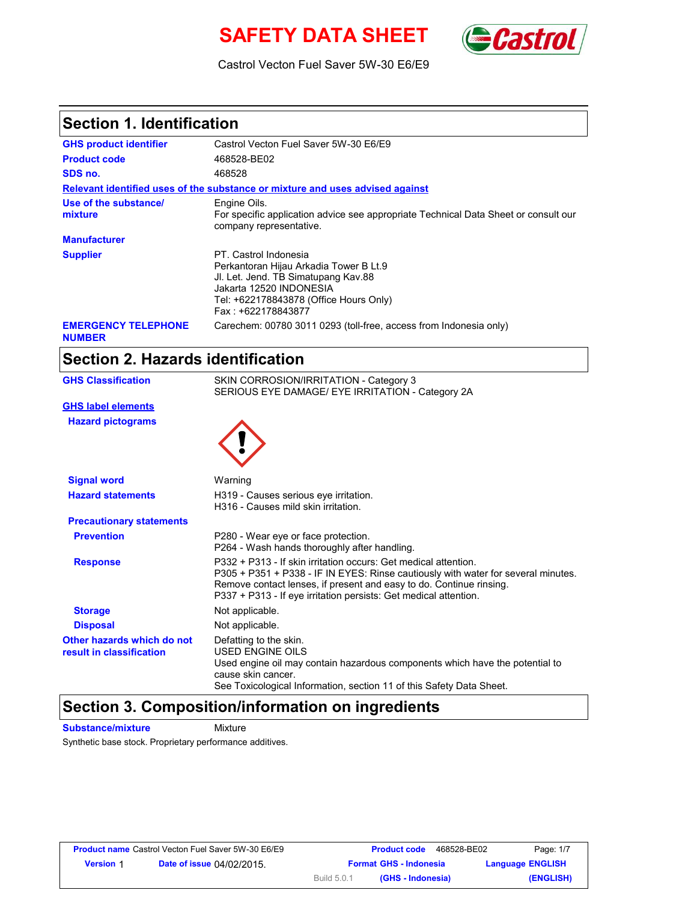# SAFETY DATA SHEET

Castrol Vecton Fuel Saver 5W-30 E6/E9

## Section 1. Identification

| | |
|---|---|
| **GHS product identifier** | Castrol Vecton Fuel Saver 5W-30 E6/E9 |
| **Product code** | 468528-BE02 |
| **SDS no.** | 468528 |

**Relevant identified uses of the substance or mixture and uses advised against**

| | |
|---|---|
| **Use of the substance/ mixture** | Engine Oils. For specific application advice see appropriate Technical Data Sheet or consult our company representative. |
| **Manufacturer** | |
| **Supplier** | PT. Castrol Indonesia<br>Perkantoran Hijau Arkadia Tower B Lt.9<br>Jl. Let. Jend. TB Simatupang Kav.88<br>Jakarta 12520 INDONESIA<br>Tel: +622178843878 (Office Hours Only)<br>Fax : +622178843877 |
| **EMERGENCY TELEPHONE NUMBER** | Carechem: 00780 3011 0293 (toll-free, access from Indonesia only) |

## Section 2. Hazards identification

| | |
|---|---|
| **GHS Classification** | SKIN CORROSION/IRRITATION - Category 3<br>SERIOUS EYE DAMAGE/ EYE IRRITATION - Category 2A |

**GHS label elements**

| | |
|---|---|
| **Hazard pictograms** | |
| **Signal word** | Warning |
| **Hazard statements** | H319 - Causes serious eye irritation.<br>H316 - Causes mild skin irritation. |

**Precautionary statements**

| | |
|---|---|
| **Prevention** | P280 - Wear eye or face protection.<br>P264 - Wash hands thoroughly after handling. |
| **Response** | P332 + P313 - If skin irritation occurs: Get medical attention.<br>P305 + P351 + P338 - IF IN EYES: Rinse cautiously with water for several minutes. Remove contact lenses, if present and easy to do. Continue rinsing.<br>P337 + P313 - If eye irritation persists: Get medical attention. |
| **Storage** | Not applicable. |
| **Disposal** | Not applicable. |
| **Other hazards which do not result in classification** | Defatting to the skin.<br>USED ENGINE OILS<br>Used engine oil may contain hazardous components which have the potential to cause skin cancer.<br>See Toxicological Information, section 11 of this Safety Data Sheet. |

## Section 3. Composition/information on ingredients

**Substance/mixture** Mixture

Synthetic base stock. Proprietary performance additives.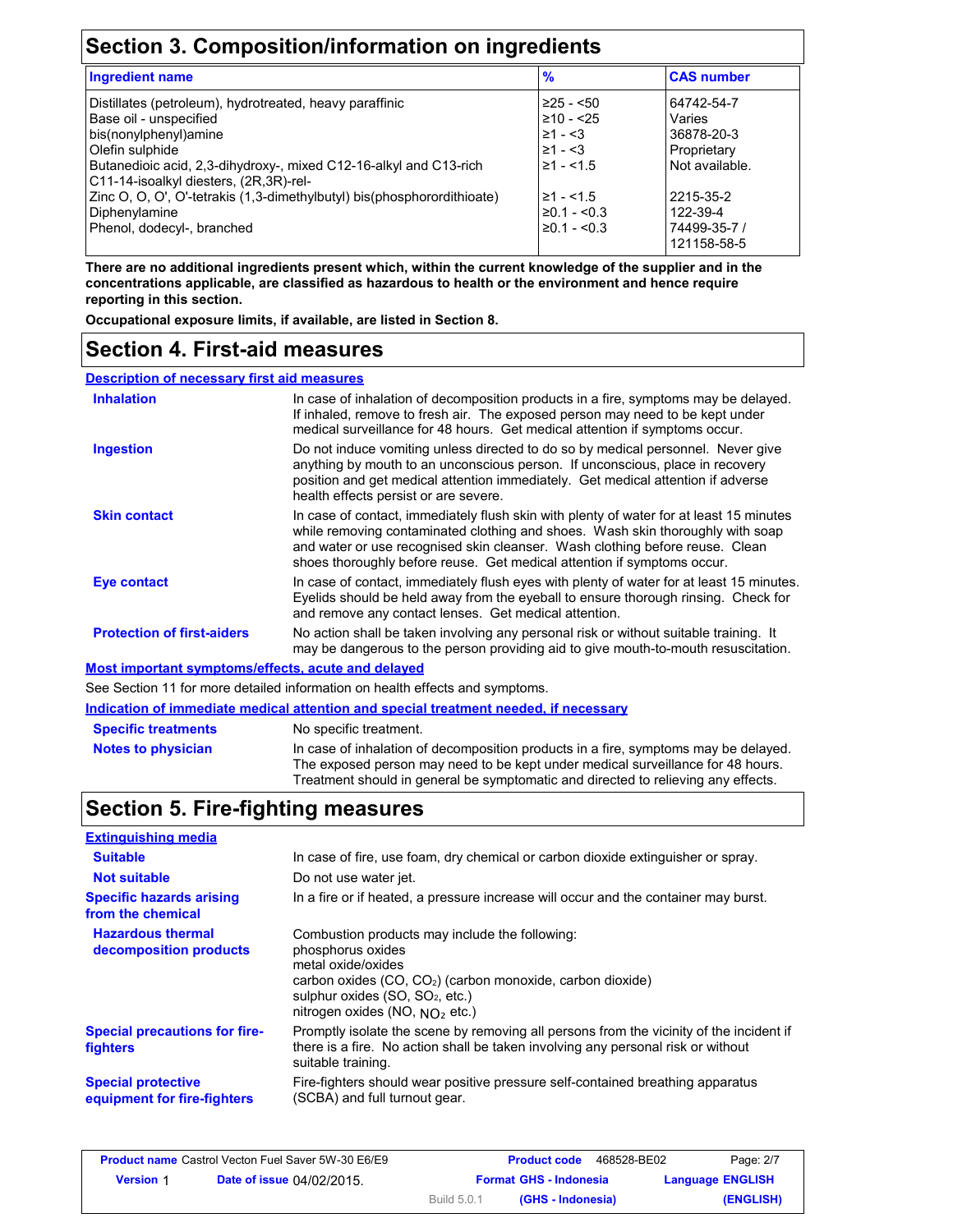## Section 3. Composition/information on ingredients

| Ingredient name | % | CAS number |
|---|---|---|
| Distillates (petroleum), hydrotreated, heavy paraffinic | ≥25 - <50 | 64742-54-7 |
| Base oil - unspecified | ≥10 - <25 | Varies |
| bis(nonylphenyl)amine | ≥1 - <3 | 36878-20-3 |
| Olefin sulphide | ≥1 - <3 | Proprietary |
| Butanedioic acid, 2,3-dihydroxy-, mixed C12-16-alkyl and C13-rich C11-14-isoalkyl diesters, (2R,3R)-rel- | ≥1 - <1.5 | Not available. |
| Zinc O, O, O', O'-tetrakis (1,3-dimethylbutyl) bis(phosphorordithioate) | ≥1 - <1.5 | 2215-35-2 |
| Diphenylamine | ≥0.1 - <0.3 | 122-39-4 |
| Phenol, dodecyl-, branched | ≥0.1 - <0.3 | 74499-35-7 / 121158-58-5 |

**There are no additional ingredients present which, within the current knowledge of the supplier and in the concentrations applicable, are classified as hazardous to health or the environment and hence require reporting in this section.**

**Occupational exposure limits, if available, are listed in Section 8.**

## Section 4. First-aid measures

**Description of necessary first aid measures**

**Inhalation**: In case of inhalation of decomposition products in a fire, symptoms may be delayed. If inhaled, remove to fresh air. The exposed person may need to be kept under medical surveillance for 48 hours. Get medical attention if symptoms occur.

**Ingestion**: Do not induce vomiting unless directed to do so by medical personnel. Never give anything by mouth to an unconscious person. If unconscious, place in recovery position and get medical attention immediately. Get medical attention if adverse health effects persist or are severe.

**Skin contact**: In case of contact, immediately flush skin with plenty of water for at least 15 minutes while removing contaminated clothing and shoes. Wash skin thoroughly with soap and water or use recognised skin cleanser. Wash clothing before reuse. Clean shoes thoroughly before reuse. Get medical attention if symptoms occur.

**Eye contact**: In case of contact, immediately flush eyes with plenty of water for at least 15 minutes. Eyelids should be held away from the eyeball to ensure thorough rinsing. Check for and remove any contact lenses. Get medical attention.

**Protection of first-aiders**: No action shall be taken involving any personal risk or without suitable training. It may be dangerous to the person providing aid to give mouth-to-mouth resuscitation.

**Most important symptoms/effects, acute and delayed**

See Section 11 for more detailed information on health effects and symptoms.

**Indication of immediate medical attention and special treatment needed, if necessary**

**Specific treatments**: No specific treatment.

**Notes to physician**: In case of inhalation of decomposition products in a fire, symptoms may be delayed. The exposed person may need to be kept under medical surveillance for 48 hours. Treatment should in general be symptomatic and directed to relieving any effects.

## Section 5. Fire-fighting measures

**Extinguishing media**

**Suitable**: In case of fire, use foam, dry chemical or carbon dioxide extinguisher or spray.

**Not suitable**: Do not use water jet.

**Specific hazards arising from the chemical**: In a fire or if heated, a pressure increase will occur and the container may burst.

**Hazardous thermal decomposition products**: Combustion products may include the following:
phosphorus oxides
metal oxide/oxides
carbon oxides (CO, $CO_2$) (carbon monoxide, carbon dioxide)
sulphur oxides (SO, $SO_2$, etc.)
nitrogen oxides (NO, $NO_2$ etc.)

**Special precautions for fire-fighters**: Promptly isolate the scene by removing all persons from the vicinity of the incident if there is a fire. No action shall be taken involving any personal risk or without suitable training.

**Special protective equipment for fire-fighters**: Fire-fighters should wear positive pressure self-contained breathing apparatus (SCBA) and full turnout gear.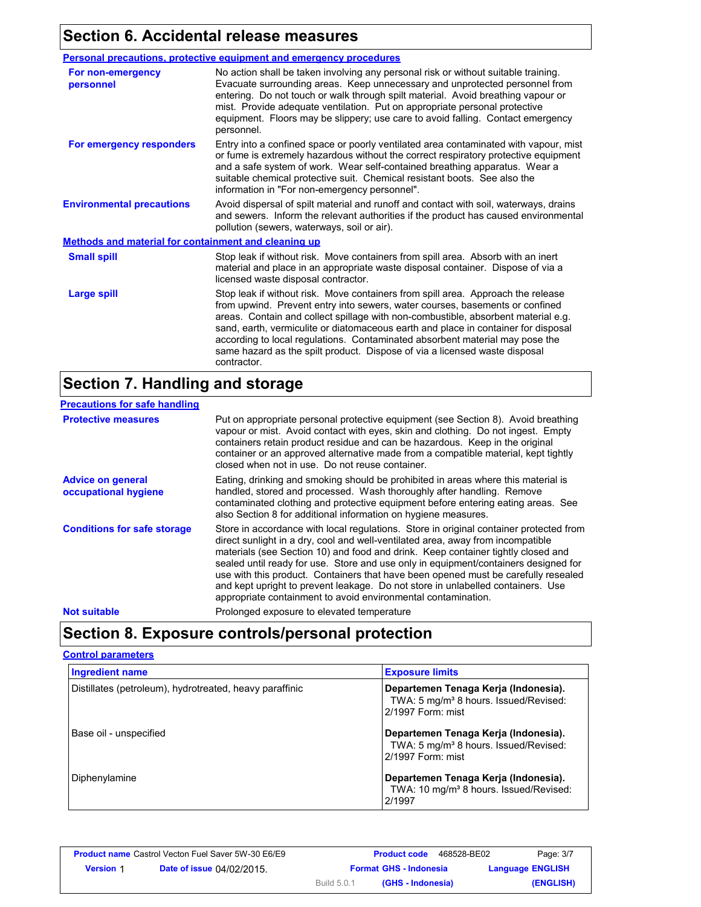## Section 6. Accidental release measures

### Personal precautions, protective equipment and emergency procedures

**For non-emergency personnel**
No action shall be taken involving any personal risk or without suitable training. Evacuate surrounding areas. Keep unnecessary and unprotected personnel from entering. Do not touch or walk through spilt material. Avoid breathing vapour or mist. Provide adequate ventilation. Put on appropriate personal protective equipment. Floors may be slippery; use care to avoid falling. Contact emergency personnel.

**For emergency responders**
Entry into a confined space or poorly ventilated area contaminated with vapour, mist or fume is extremely hazardous without the correct respiratory protective equipment and a safe system of work. Wear self-contained breathing apparatus. Wear a suitable chemical protective suit. Chemical resistant boots. See also the information in "For non-emergency personnel".

**Environmental precautions**
Avoid dispersal of spilt material and runoff and contact with soil, waterways, drains and sewers. Inform the relevant authorities if the product has caused environmental pollution (sewers, waterways, soil or air).

### Methods and material for containment and cleaning up

**Small spill**
Stop leak if without risk. Move containers from spill area. Absorb with an inert material and place in an appropriate waste disposal container. Dispose of via a licensed waste disposal contractor.

**Large spill**
Stop leak if without risk. Move containers from spill area. Approach the release from upwind. Prevent entry into sewers, water courses, basements or confined areas. Contain and collect spillage with non-combustible, absorbent material e.g. sand, earth, vermiculite or diatomaceous earth and place in container for disposal according to local regulations. Contaminated absorbent material may pose the same hazard as the spilt product. Dispose of via a licensed waste disposal contractor.

## Section 7. Handling and storage

### Precautions for safe handling

**Protective measures**
Put on appropriate personal protective equipment (see Section 8). Avoid breathing vapour or mist. Avoid contact with eyes, skin and clothing. Do not ingest. Empty containers retain product residue and can be hazardous. Keep in the original container or an approved alternative made from a compatible material, kept tightly closed when not in use. Do not reuse container.

**Advice on general occupational hygiene**
Eating, drinking and smoking should be prohibited in areas where this material is handled, stored and processed. Wash thoroughly after handling. Remove contaminated clothing and protective equipment before entering eating areas. See also Section 8 for additional information on hygiene measures.

**Conditions for safe storage**
Store in accordance with local regulations. Store in original container protected from direct sunlight in a dry, cool and well-ventilated area, away from incompatible materials (see Section 10) and food and drink. Keep container tightly closed and sealed until ready for use. Store and use only in equipment/containers designed for use with this product. Containers that have been opened must be carefully resealed and kept upright to prevent leakage. Do not store in unlabelled containers. Use appropriate containment to avoid environmental contamination.

**Not suitable**
Prolonged exposure to elevated temperature

## Section 8. Exposure controls/personal protection

### Control parameters

| Ingredient name | Exposure limits |
|---|---|
| Distillates (petroleum), hydrotreated, heavy paraffinic | **Departemen Tenaga Kerja (Indonesia).** TWA: 5 mg/m³ 8 hours. Issued/Revised: 2/1997 Form: mist |
| Base oil - unspecified | **Departemen Tenaga Kerja (Indonesia).** TWA: 5 mg/m³ 8 hours. Issued/Revised: 2/1997 Form: mist |
| Diphenylamine | **Departemen Tenaga Kerja (Indonesia).** TWA: 10 mg/m³ 8 hours. Issued/Revised: 2/1997 |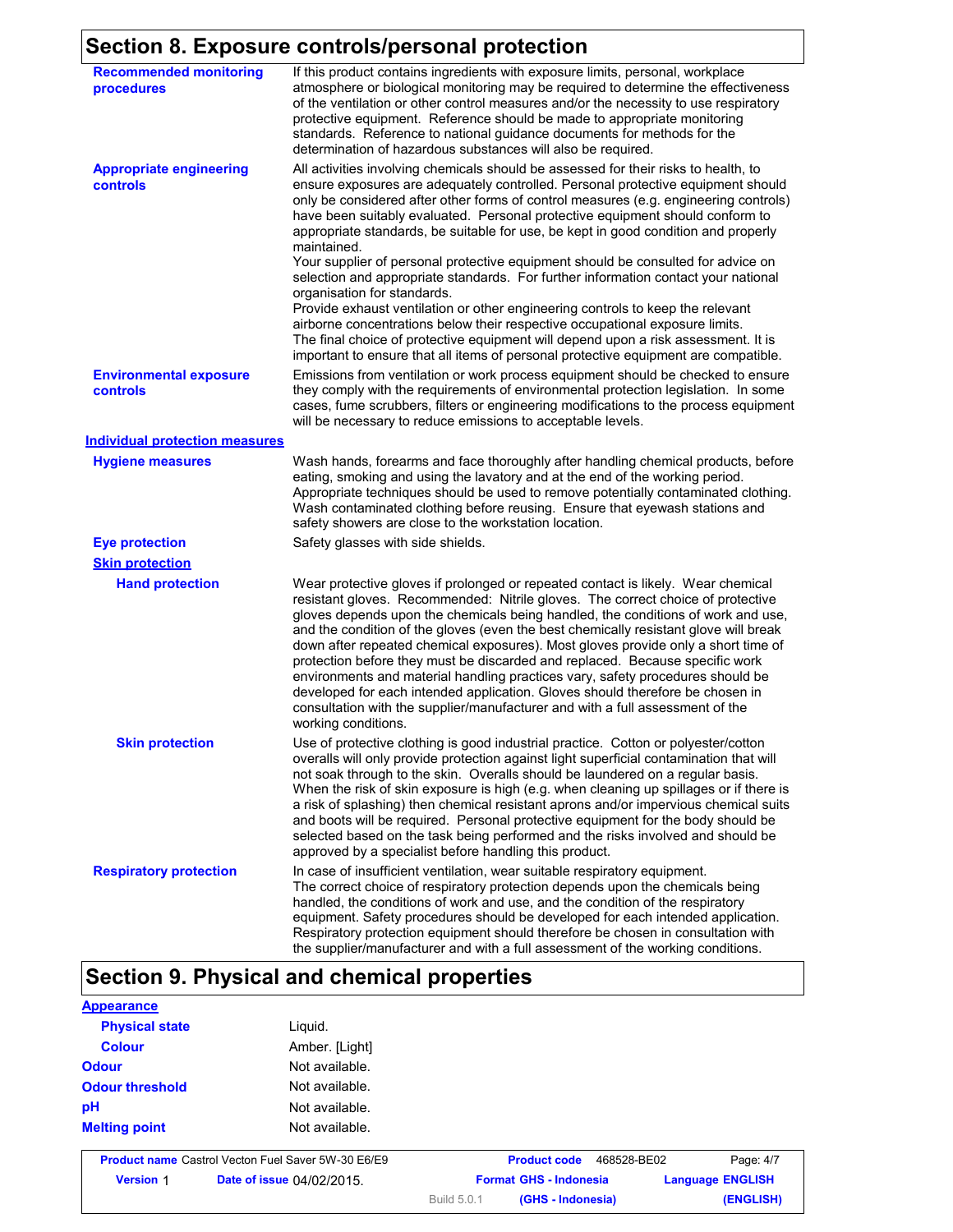## Section 8. Exposure controls/personal protection

**Recommended monitoring procedures**

If this product contains ingredients with exposure limits, personal, workplace atmosphere or biological monitoring may be required to determine the effectiveness of the ventilation or other control measures and/or the necessity to use respiratory protective equipment. Reference should be made to appropriate monitoring standards. Reference to national guidance documents for methods for the determination of hazardous substances will also be required.

**Appropriate engineering controls**

All activities involving chemicals should be assessed for their risks to health, to ensure exposures are adequately controlled. Personal protective equipment should only be considered after other forms of control measures (e.g. engineering controls) have been suitably evaluated. Personal protective equipment should conform to appropriate standards, be suitable for use, be kept in good condition and properly maintained.
Your supplier of personal protective equipment should be consulted for advice on selection and appropriate standards. For further information contact your national organisation for standards.
Provide exhaust ventilation or other engineering controls to keep the relevant airborne concentrations below their respective occupational exposure limits.
The final choice of protective equipment will depend upon a risk assessment. It is important to ensure that all items of personal protective equipment are compatible.

**Environmental exposure controls**

Emissions from ventilation or work process equipment should be checked to ensure they comply with the requirements of environmental protection legislation. In some cases, fume scrubbers, filters or engineering modifications to the process equipment will be necessary to reduce emissions to acceptable levels.

### Individual protection measures

**Hygiene measures**

Wash hands, forearms and face thoroughly after handling chemical products, before eating, smoking and using the lavatory and at the end of the working period. Appropriate techniques should be used to remove potentially contaminated clothing. Wash contaminated clothing before reusing. Ensure that eyewash stations and safety showers are close to the workstation location.

**Eye protection**

Safety glasses with side shields.

**Skin protection**

**Hand protection**

Wear protective gloves if prolonged or repeated contact is likely. Wear chemical resistant gloves. Recommended: Nitrile gloves. The correct choice of protective gloves depends upon the chemicals being handled, the conditions of work and use, and the condition of the gloves (even the best chemically resistant glove will break down after repeated chemical exposures). Most gloves provide only a short time of protection before they must be discarded and replaced. Because specific work environments and material handling practices vary, safety procedures should be developed for each intended application. Gloves should therefore be chosen in consultation with the supplier/manufacturer and with a full assessment of the working conditions.

**Skin protection**

Use of protective clothing is good industrial practice. Cotton or polyester/cotton overalls will only provide protection against light superficial contamination that will not soak through to the skin. Overalls should be laundered on a regular basis. When the risk of skin exposure is high (e.g. when cleaning up spillages or if there is a risk of splashing) then chemical resistant aprons and/or impervious chemical suits and boots will be required. Personal protective equipment for the body should be selected based on the task being performed and the risks involved and should be approved by a specialist before handling this product.

**Respiratory protection**

In case of insufficient ventilation, wear suitable respiratory equipment.
The correct choice of respiratory protection depends upon the chemicals being handled, the conditions of work and use, and the condition of the respiratory equipment. Safety procedures should be developed for each intended application. Respiratory protection equipment should therefore be chosen in consultation with the supplier/manufacturer and with a full assessment of the working conditions.

## Section 9. Physical and chemical properties

**Appearance**

| | |
|---|---|
| **Physical state** | Liquid. |
| **Colour** | Amber. [Light] |
| **Odour** | Not available. |
| **Odour threshold** | Not available. |
| **pH** | Not available. |
| **Melting point** | Not available. |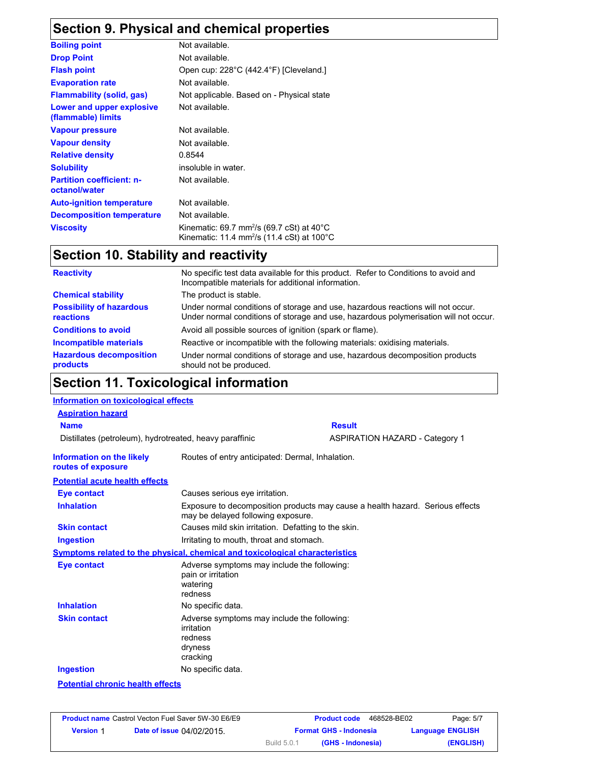## Section 9. Physical and chemical properties

| | |
|---|---|
| **Boiling point** | Not available. |
| **Drop Point** | Not available. |
| **Flash point** | Open cup: 228°C (442.4°F) [Cleveland.] |
| **Evaporation rate** | Not available. |
| **Flammability (solid, gas)** | Not applicable. Based on - Physical state |
| **Lower and upper explosive (flammable) limits** | Not available. |
| **Vapour pressure** | Not available. |
| **Vapour density** | Not available. |
| **Relative density** | 0.8544 |
| **Solubility** | insoluble in water. |
| **Partition coefficient: n-octanol/water** | Not available. |
| **Auto-ignition temperature** | Not available. |
| **Decomposition temperature** | Not available. |
| **Viscosity** | Kinematic: 69.7 $mm^2/s$ (69.7 cSt) at 40°C<br>Kinematic: 11.4 $mm^2/s$ (11.4 cSt) at 100°C |

## Section 10. Stability and reactivity

| | |
|---|---|
| **Reactivity** | No specific test data available for this product. Refer to Conditions to avoid and Incompatible materials for additional information. |
| **Chemical stability** | The product is stable. |
| **Possibility of hazardous reactions** | Under normal conditions of storage and use, hazardous reactions will not occur.<br>Under normal conditions of storage and use, hazardous polymerisation will not occur. |
| **Conditions to avoid** | Avoid all possible sources of ignition (spark or flame). |
| **Incompatible materials** | Reactive or incompatible with the following materials: oxidising materials. |
| **Hazardous decomposition products** | Under normal conditions of storage and use, hazardous decomposition products should not be produced. |

## Section 11. Toxicological information

**Information on toxicological effects**

**Aspiration hazard**

| Name | Result |
|---|---|
| Distillates (petroleum), hydrotreated, heavy paraffinic | ASPIRATION HAZARD - Category 1 |

**Information on the likely routes of exposure**: Routes of entry anticipated: Dermal, Inhalation.

**Potential acute health effects**

| | |
|---|---|
| **Eye contact** | Causes serious eye irritation. |
| **Inhalation** | Exposure to decomposition products may cause a health hazard. Serious effects may be delayed following exposure. |
| **Skin contact** | Causes mild skin irritation. Defatting to the skin. |
| **Ingestion** | Irritating to mouth, throat and stomach. |

**Symptoms related to the physical, chemical and toxicological characteristics**

| | |
|---|---|
| **Eye contact** | Adverse symptoms may include the following:<br>pain or irritation<br>watering<br>redness |
| **Inhalation** | No specific data. |
| **Skin contact** | Adverse symptoms may include the following:<br>irritation<br>redness<br>dryness<br>cracking |
| **Ingestion** | No specific data. |

**Potential chronic health effects**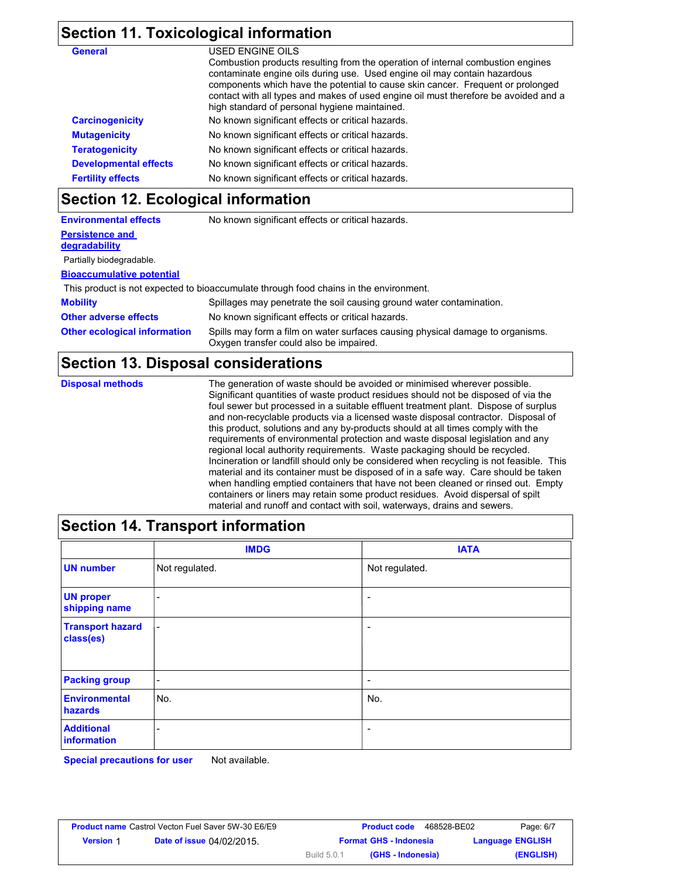## Section 11. Toxicological information

**General**

USED ENGINE OILS
Combustion products resulting from the operation of internal combustion engines contaminate engine oils during use. Used engine oil may contain hazardous components which have the potential to cause skin cancer. Frequent or prolonged contact with all types and makes of used engine oil must therefore be avoided and a high standard of personal hygiene maintained.

**Carcinogenicity** No known significant effects or critical hazards.

**Mutagenicity** No known significant effects or critical hazards.

**Teratogenicity** No known significant effects or critical hazards.

**Developmental effects** No known significant effects or critical hazards.

**Fertility effects** No known significant effects or critical hazards.

## Section 12. Ecological information

**Environmental effects** No known significant effects or critical hazards.

**Persistence and degradability**

Partially biodegradable.

**Bioaccumulative potential**

This product is not expected to bioaccumulate through food chains in the environment.

**Mobility** Spillages may penetrate the soil causing ground water contamination.

**Other adverse effects** No known significant effects or critical hazards.

**Other ecological information** Spills may form a film on water surfaces causing physical damage to organisms. Oxygen transfer could also be impaired.

## Section 13. Disposal considerations

**Disposal methods**

The generation of waste should be avoided or minimised wherever possible. Significant quantities of waste product residues should not be disposed of via the foul sewer but processed in a suitable effluent treatment plant. Dispose of surplus and non-recyclable products via a licensed waste disposal contractor. Disposal of this product, solutions and any by-products should at all times comply with the requirements of environmental protection and waste disposal legislation and any regional local authority requirements. Waste packaging should be recycled. Incineration or landfill should only be considered when recycling is not feasible. This material and its container must be disposed of in a safe way. Care should be taken when handling emptied containers that have not been cleaned or rinsed out. Empty containers or liners may retain some product residues. Avoid dispersal of spilt material and runoff and contact with soil, waterways, drains and sewers.

## Section 14. Transport information

| | IMDG | IATA |
|---|---|---|
| **UN number** | Not regulated. | Not regulated. |
| **UN proper shipping name** | - | - |
| **Transport hazard class(es)** | - | - |
| **Packing group** | - | - |
| **Environmental hazards** | No. | No. |
| **Additional information** | - | - |

**Special precautions for user** Not available.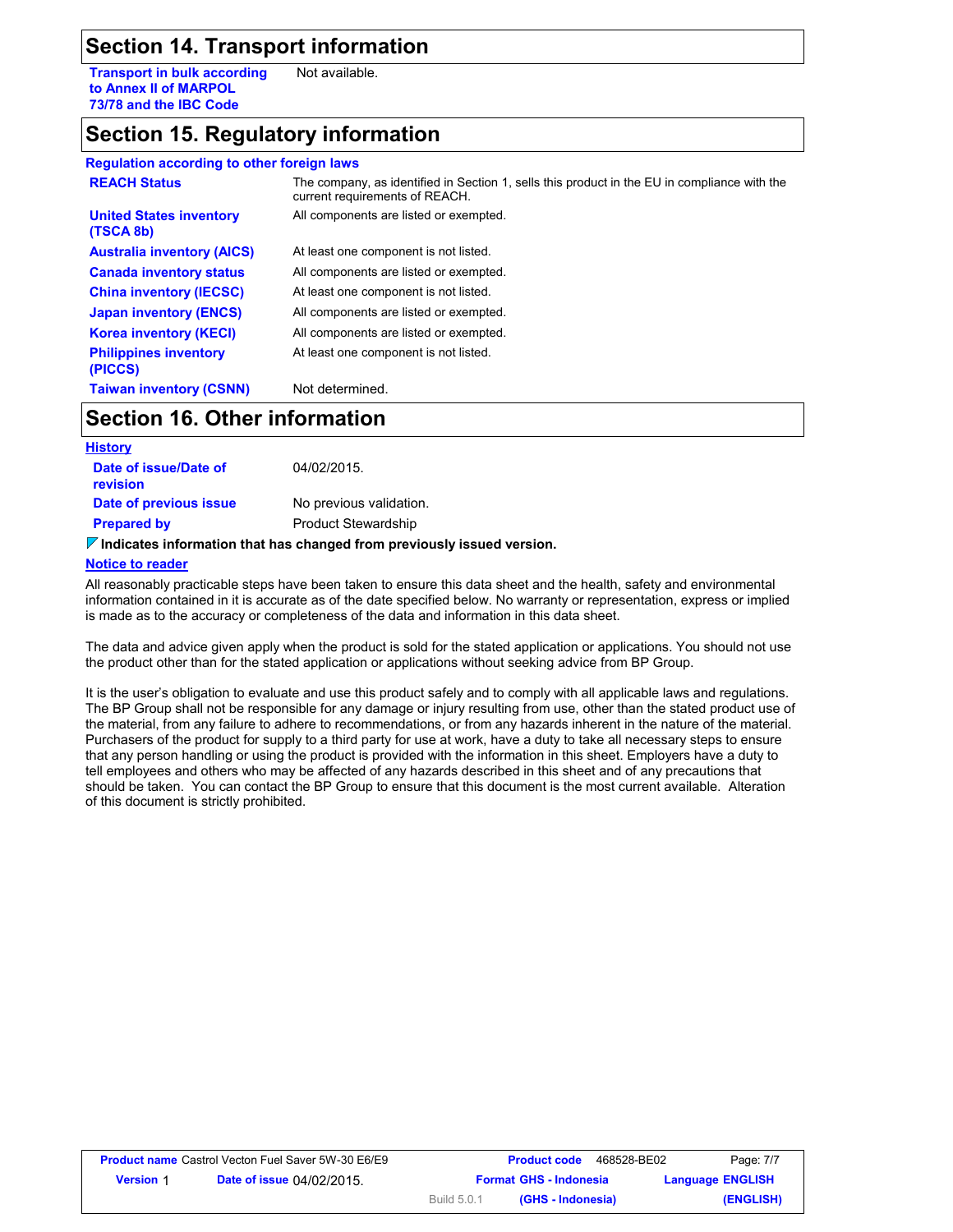## Section 14. Transport information

| | |
|---|---|
| **Transport in bulk according to Annex II of MARPOL 73/78 and the IBC Code** | Not available. |

## Section 15. Regulatory information

**Regulation according to other foreign laws**

| | |
|---|---|
| **REACH Status** | The company, as identified in Section 1, sells this product in the EU in compliance with the current requirements of REACH. |
| **United States inventory (TSCA 8b)** | All components are listed or exempted. |
| **Australia inventory (AICS)** | At least one component is not listed. |
| **Canada inventory status** | All components are listed or exempted. |
| **China inventory (IECSC)** | At least one component is not listed. |
| **Japan inventory (ENCS)** | All components are listed or exempted. |
| **Korea inventory (KECI)** | All components are listed or exempted. |
| **Philippines inventory (PICCS)** | At least one component is not listed. |
| **Taiwan inventory (CSNN)** | Not determined. |

## Section 16. Other information

**History**

| | |
|---|---|
| **Date of issue/Date of revision** | 04/02/2015. |
| **Date of previous issue** | No previous validation. |
| **Prepared by** | Product Stewardship |

**Indicates information that has changed from previously issued version.**

**Notice to reader**

All reasonably practicable steps have been taken to ensure this data sheet and the health, safety and environmental information contained in it is accurate as of the date specified below. No warranty or representation, express or implied is made as to the accuracy or completeness of the data and information in this data sheet.

The data and advice given apply when the product is sold for the stated application or applications. You should not use the product other than for the stated application or applications without seeking advice from BP Group.

It is the user's obligation to evaluate and use this product safely and to comply with all applicable laws and regulations. The BP Group shall not be responsible for any damage or injury resulting from use, other than the stated product use of the material, from any failure to adhere to recommendations, or from any hazards inherent in the nature of the material. Purchasers of the product for supply to a third party for use at work, have a duty to take all necessary steps to ensure that any person handling or using the product is provided with the information in this sheet. Employers have a duty to tell employees and others who may be affected of any hazards described in this sheet and of any precautions that should be taken. You can contact the BP Group to ensure that this document is the most current available. Alteration of this document is strictly prohibited.